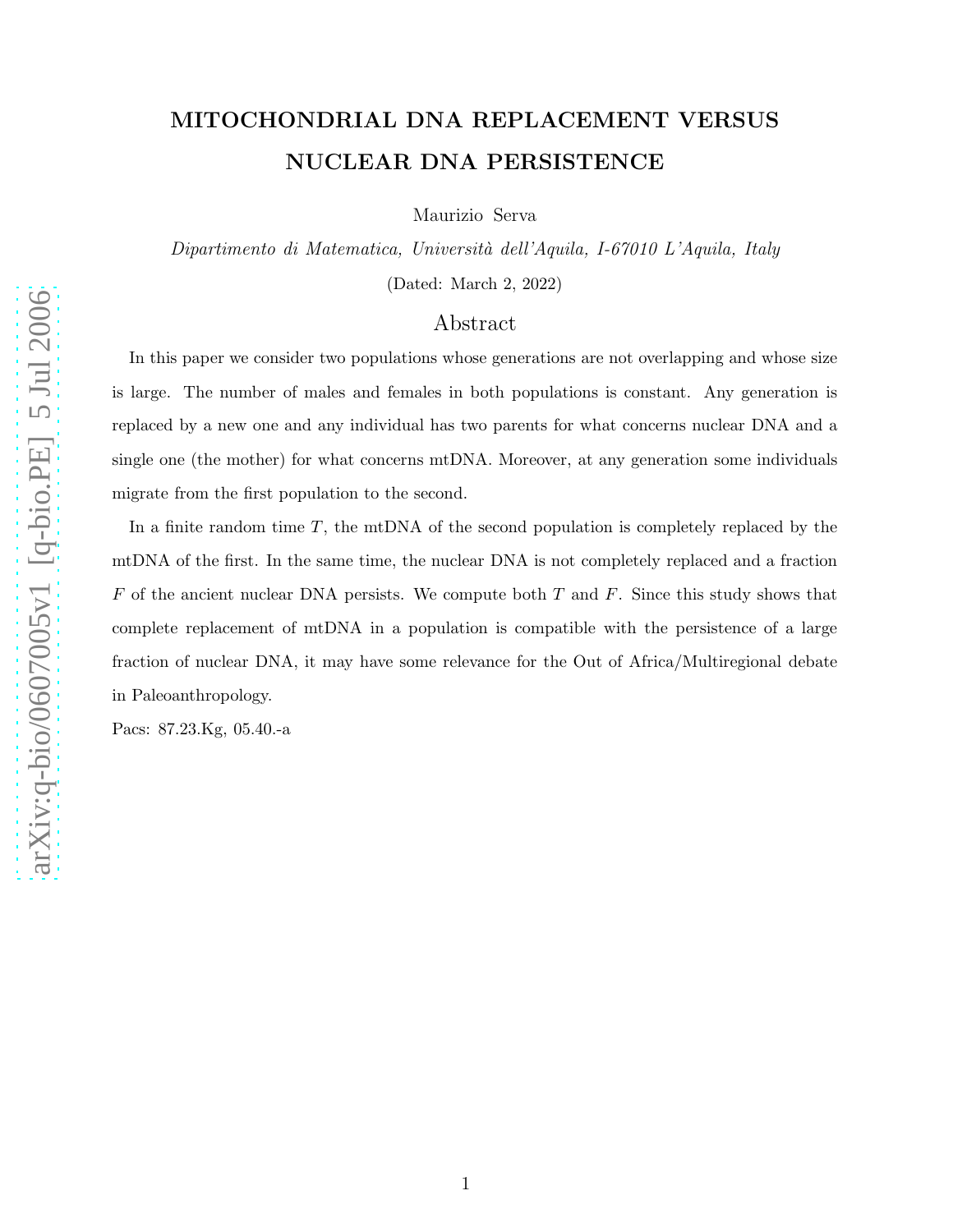# MITOCHONDRIAL DNA REPLACEMENT VERSUS NUCLEAR DNA PERSISTENCE

Maurizio Serva

*Dipartimento di Matematica, Università dell'Aquila, I-67010 L'Aquila, Italy*

(Dated: March 2, 2022)

## Abstract

In this paper we consider two populations whose generations are not overlapping and whose size is large. The number of males and females in both populations is constant. Any generation is replaced by a new one and any individual has two parents for what concerns nuclear DNA and a single one (the mother) for what concerns mtDNA. Moreover, at any generation some individuals migrate from the first population to the second.

In a finite random time $T$, the mtDNA of the second population is completely replaced by the mtDNA of the first. In the same time, the nuclear DNA is not completely replaced and a fraction $F$ of the ancient nuclear DNA persists. We compute both $T$ and $F$. Since this study shows that complete replacement of mtDNA in a population is compatible with the persistence of a large fraction of nuclear DNA, it may have some relevance for the Out of Africa/Multiregional debate in Paleoanthropology.

Pacs: 87.23.Kg, 05.40.-a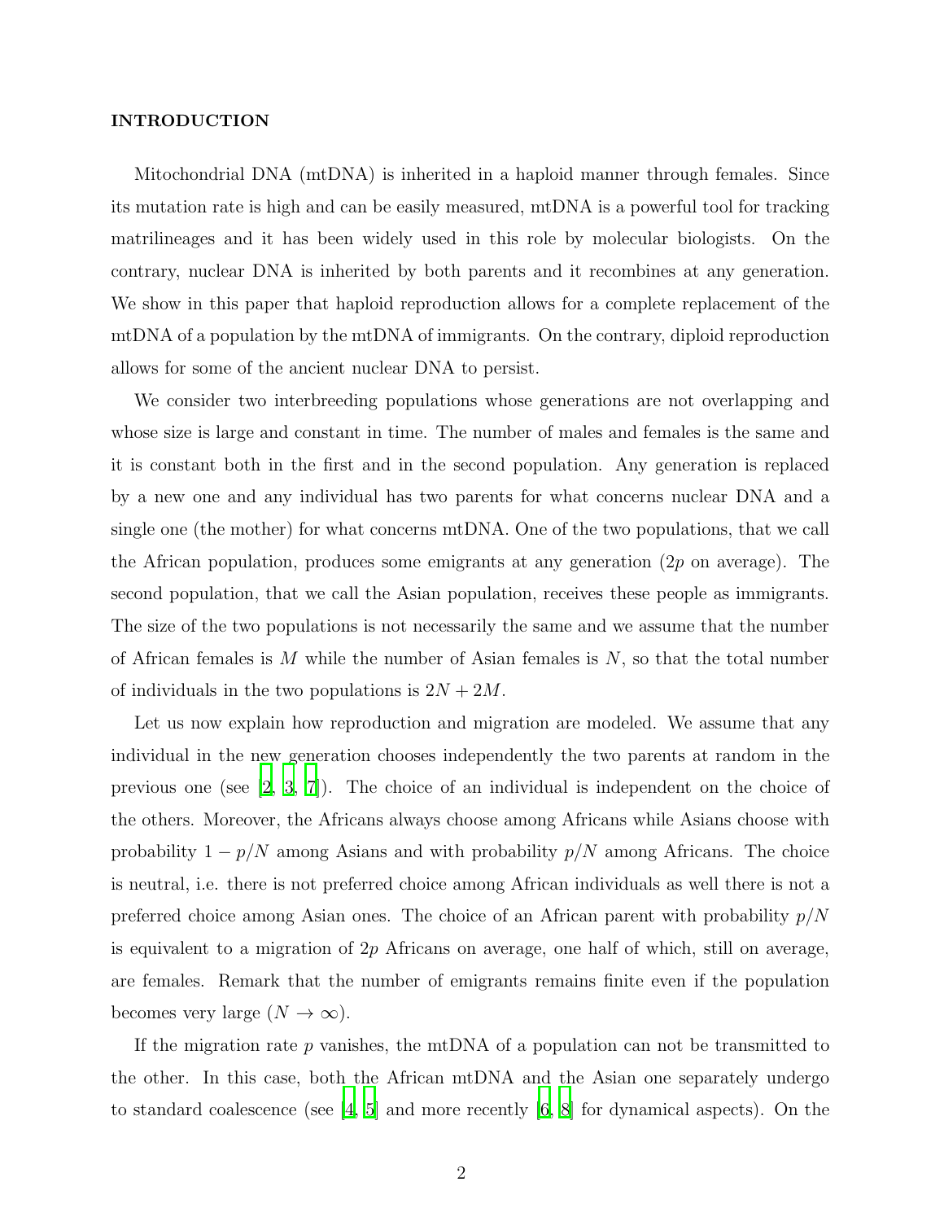## INTRODUCTION

Mitochondrial DNA (mtDNA) is inherited in a haploid manner through females. Since its mutation rate is high and can be easily measured, mtDNA is a powerful tool for tracking matrilineages and it has been widely used in this role by molecular biologists. On the contrary, nuclear DNA is inherited by both parents and it recombines at any generation. We show in this paper that haploid reproduction allows for a complete replacement of the mtDNA of a population by the mtDNA of immigrants. On the contrary, diploid reproduction allows for some of the ancient nuclear DNA to persist.

We consider two interbreeding populations whose generations are not overlapping and whose size is large and constant in time. The number of males and females is the same and it is constant both in the first and in the second population. Any generation is replaced by a new one and any individual has two parents for what concerns nuclear DNA and a single one (the mother) for what concerns mtDNA. One of the two populations, that we call the African population, produces some emigrants at any generation ($2p$ on average). The second population, that we call the Asian population, receives these people as immigrants. The size of the two populations is not necessarily the same and we assume that the number of African females is $M$ while the number of Asian females is $N$, so that the total number of individuals in the two populations is $2N + 2M$.

Let us now explain how reproduction and migration are modeled. We assume that any individual in the new generation chooses independently the two parents at random in the previous one (see [2, 3, 7]). The choice of an individual is independent on the choice of the others. Moreover, the Africans always choose among Africans while Asians choose with probability $1 - p/N$ among Asians and with probability $p/N$ among Africans. The choice is neutral, i.e. there is not preferred choice among African individuals as well there is not a preferred choice among Asian ones. The choice of an African parent with probability $p/N$ is equivalent to a migration of $2p$ Africans on average, one half of which, still on average, are females. Remark that the number of emigrants remains finite even if the population becomes very large ($N \to \infty$).

If the migration rate $p$ vanishes, the mtDNA of a population can not be transmitted to the other. In this case, both the African mtDNA and the Asian one separately undergo to standard coalescence (see [4, 5] and more recently [6, 8] for dynamical aspects). On the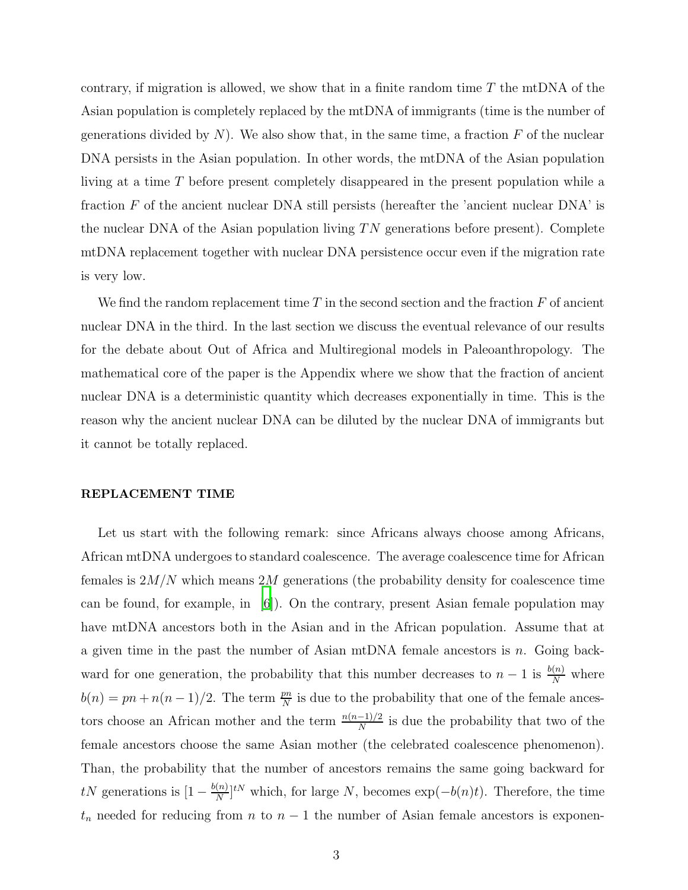contrary, if migration is allowed, we show that in a finite random time $T$ the mtDNA of the Asian population is completely replaced by the mtDNA of immigrants (time is the number of generations divided by $N$). We also show that, in the same time, a fraction $F$ of the nuclear DNA persists in the Asian population. In other words, the mtDNA of the Asian population living at a time $T$ before present completely disappeared in the present population while a fraction $F$ of the ancient nuclear DNA still persists (hereafter the 'ancient nuclear DNA' is the nuclear DNA of the Asian population living $TN$ generations before present). Complete mtDNA replacement together with nuclear DNA persistence occur even if the migration rate is very low.

We find the random replacement time $T$ in the second section and the fraction $F$ of ancient nuclear DNA in the third. In the last section we discuss the eventual relevance of our results for the debate about Out of Africa and Multiregional models in Paleoanthropology. The mathematical core of the paper is the Appendix where we show that the fraction of ancient nuclear DNA is a deterministic quantity which decreases exponentially in time. This is the reason why the ancient nuclear DNA can be diluted by the nuclear DNA of immigrants but it cannot be totally replaced.

## REPLACEMENT TIME

Let us start with the following remark: since Africans always choose among Africans, African mtDNA undergoes to standard coalescence. The average coalescence time for African females is $2M/N$ which means $2M$ generations (the probability density for coalescence time can be found, for example, in [6]). On the contrary, present Asian female population may have mtDNA ancestors both in the Asian and in the African population. Assume that at a given time in the past the number of Asian mtDNA female ancestors is $n$. Going backward for one generation, the probability that this number decreases to $n-1$ is $\frac{b(n)}{N}$ where $b(n) = pn + n(n-1)/2$. The term $\frac{pn}{N}$ is due to the probability that one of the female ancestors choose an African mother and the term $\frac{n(n-1)/2}{N}$ is due the probability that two of the female ancestors choose the same Asian mother (the celebrated coalescence phenomenon). Than, the probability that the number of ancestors remains the same going backward for $tN$ generations is $[1 - \frac{b(n)}{N}]^{tN}$ which, for large $N$, becomes $\exp(-b(n)t)$. Therefore, the time $t_n$ needed for reducing from $n$ to $n-1$ the number of Asian female ancestors is exponen-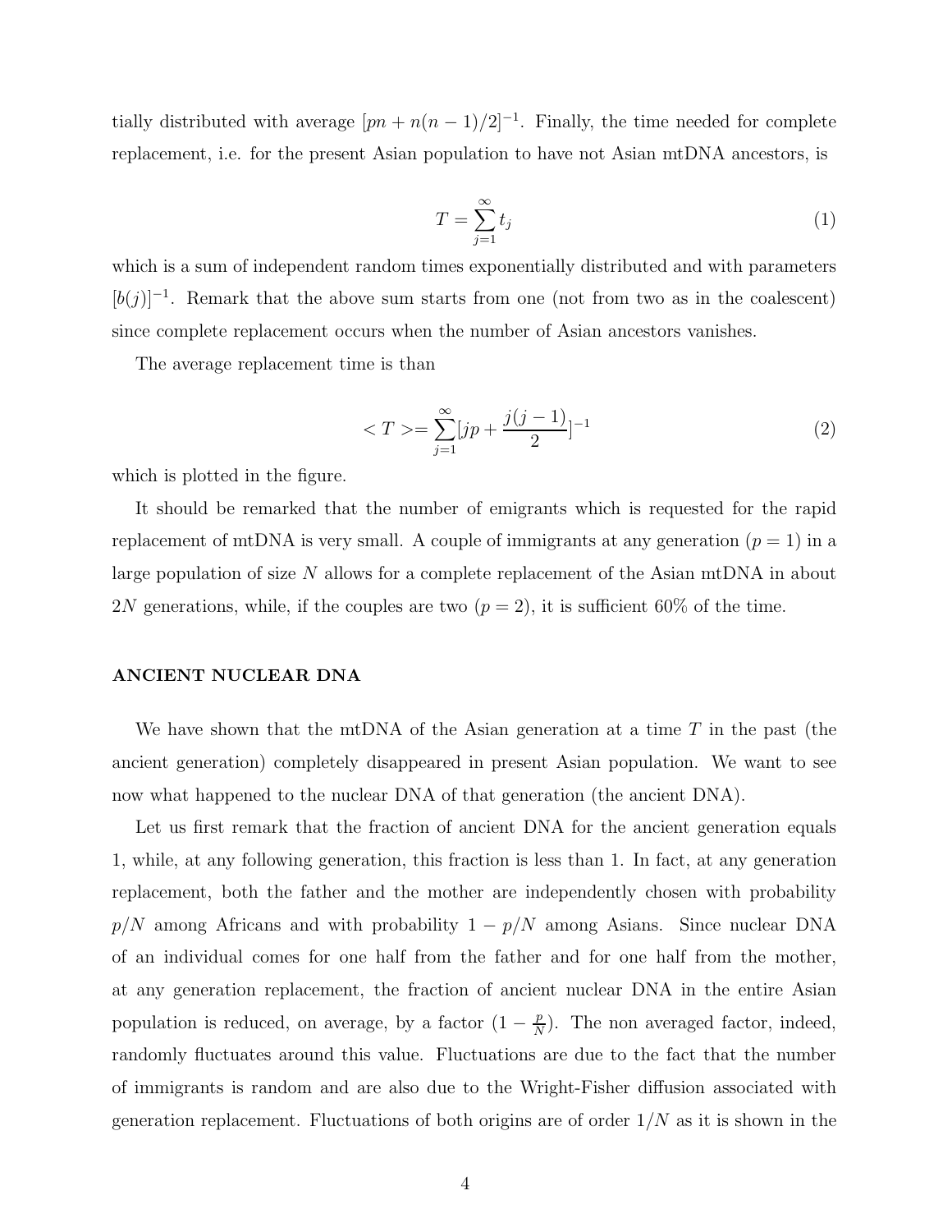tially distributed with average $[pn + n(n-1)/2]^{-1}$. Finally, the time needed for complete replacement, i.e. for the present Asian population to have not Asian mtDNA ancestors, is

$$T = \sum_{j=1}^{\infty} t_j \tag{1}$$

which is a sum of independent random times exponentially distributed and with parameters $[b(j)]^{-1}$. Remark that the above sum starts from one (not from two as in the coalescent) since complete replacement occurs when the number of Asian ancestors vanishes.

The average replacement time is than

$$< T >= \sum_{j=1}^{\infty} [jp + \frac{j(j-1)}{2}]^{-1} \tag{2}$$

which is plotted in the figure.

It should be remarked that the number of emigrants which is requested for the rapid replacement of mtDNA is very small. A couple of immigrants at any generation ($p = 1$) in a large population of size $N$ allows for a complete replacement of the Asian mtDNA in about $2N$ generations, while, if the couples are two ($p = 2$), it is sufficient 60% of the time.

## ANCIENT NUCLEAR DNA

We have shown that the mtDNA of the Asian generation at a time $T$ in the past (the ancient generation) completely disappeared in present Asian population. We want to see now what happened to the nuclear DNA of that generation (the ancient DNA).

Let us first remark that the fraction of ancient DNA for the ancient generation equals 1, while, at any following generation, this fraction is less than 1. In fact, at any generation replacement, both the father and the mother are independently chosen with probability $p/N$ among Africans and with probability $1 - p/N$ among Asians. Since nuclear DNA of an individual comes for one half from the father and for one half from the mother, at any generation replacement, the fraction of ancient nuclear DNA in the entire Asian population is reduced, on average, by a factor $(1 - \frac{p}{N})$. The non averaged factor, indeed, randomly fluctuates around this value. Fluctuations are due to the fact that the number of immigrants is random and are also due to the Wright-Fisher diffusion associated with generation replacement. Fluctuations of both origins are of order $1/N$ as it is shown in the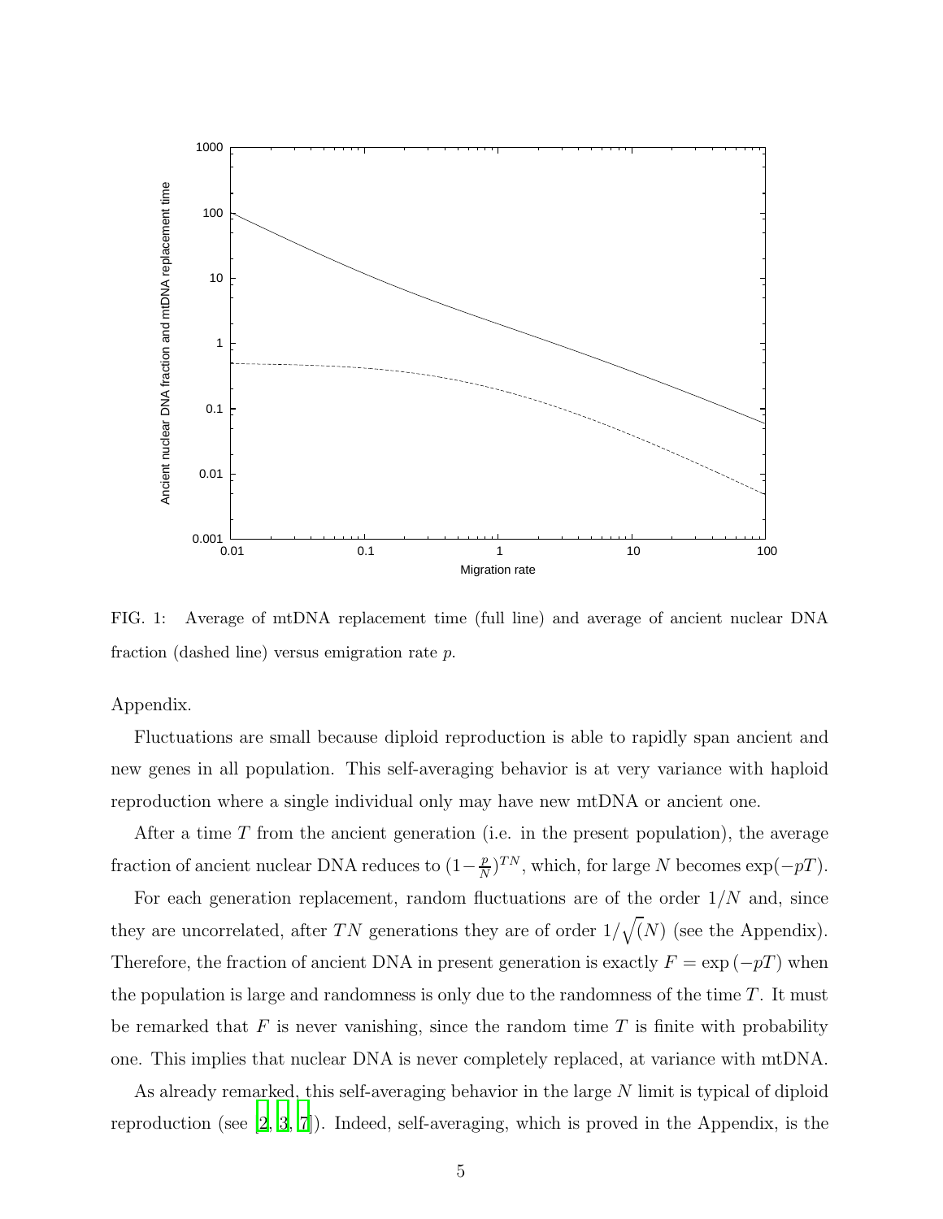FIG. 1: Average of mtDNA replacement time (full line) and average of ancient nuclear DNA fraction (dashed line) versus emigration rate $p$.

Appendix.

Fluctuations are small because diploid reproduction is able to rapidly span ancient and new genes in all population. This self-averaging behavior is at very variance with haploid reproduction where a single individual only may have new mtDNA or ancient one.

After a time $T$ from the ancient generation (i.e. in the present population), the average fraction of ancient nuclear DNA reduces to $(1-\frac{p}{N})^{TN}$, which, for large $N$ becomes $\exp(-pT)$.

For each generation replacement, random fluctuations are of the order $1/N$ and, since they are uncorrelated, after $TN$ generations they are of order $1/\sqrt(N)$ (see the Appendix). Therefore, the fraction of ancient DNA in present generation is exactly $F = \exp(-pT)$ when the population is large and randomness is only due to the randomness of the time $T$. It must be remarked that $F$ is never vanishing, since the random time $T$ is finite with probability one. This implies that nuclear DNA is never completely replaced, at variance with mtDNA.

As already remarked, this self-averaging behavior in the large $N$ limit is typical of diploid reproduction (see [2, 3, 7]). Indeed, self-averaging, which is proved in the Appendix, is the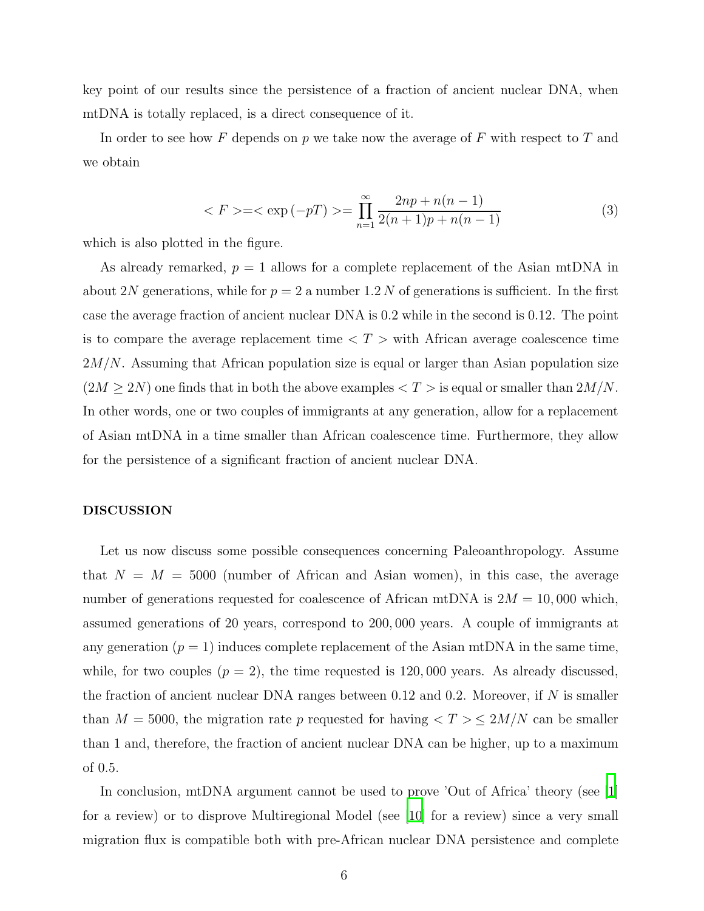key point of our results since the persistence of a fraction of ancient nuclear DNA, when mtDNA is totally replaced, is a direct consequence of it.

In order to see how $F$ depends on $p$ we take now the average of $F$ with respect to $T$ and we obtain

$$< F >=< \exp{(-pT)} >= \prod_{n=1}^{\infty} \frac{2np + n(n-1)}{2(n+1)p + n(n-1)} \tag{3}$$

which is also plotted in the figure.

As already remarked, $p = 1$ allows for a complete replacement of the Asian mtDNA in about $2N$ generations, while for $p = 2$ a number $1.2\,N$ of generations is sufficient. In the first case the average fraction of ancient nuclear DNA is 0.2 while in the second is 0.12. The point is to compare the average replacement time $< T >$ with African average coalescence time $2M/N$. Assuming that African population size is equal or larger than Asian population size ($2M \geq 2N$) one finds that in both the above examples $< T >$ is equal or smaller than $2M/N$. In other words, one or two couples of immigrants at any generation, allow for a replacement of Asian mtDNA in a time smaller than African coalescence time. Furthermore, they allow for the persistence of a significant fraction of ancient nuclear DNA.

## DISCUSSION

Let us now discuss some possible consequences concerning Paleoanthropology. Assume that $N = M = 5000$ (number of African and Asian women), in this case, the average number of generations requested for coalescence of African mtDNA is $2M = 10,000$ which, assumed generations of 20 years, correspond to $200,000$ years. A couple of immigrants at any generation ($p = 1$) induces complete replacement of the Asian mtDNA in the same time, while, for two couples ($p = 2$), the time requested is $120,000$ years. As already discussed, the fraction of ancient nuclear DNA ranges between 0.12 and 0.2. Moreover, if $N$ is smaller than $M = 5000$, the migration rate $p$ requested for having $< T > \leq 2M/N$ can be smaller than 1 and, therefore, the fraction of ancient nuclear DNA can be higher, up to a maximum of 0.5.

In conclusion, mtDNA argument cannot be used to prove 'Out of Africa' theory (see [1] for a review) or to disprove Multiregional Model (see [10] for a review) since a very small migration flux is compatible both with pre-African nuclear DNA persistence and complete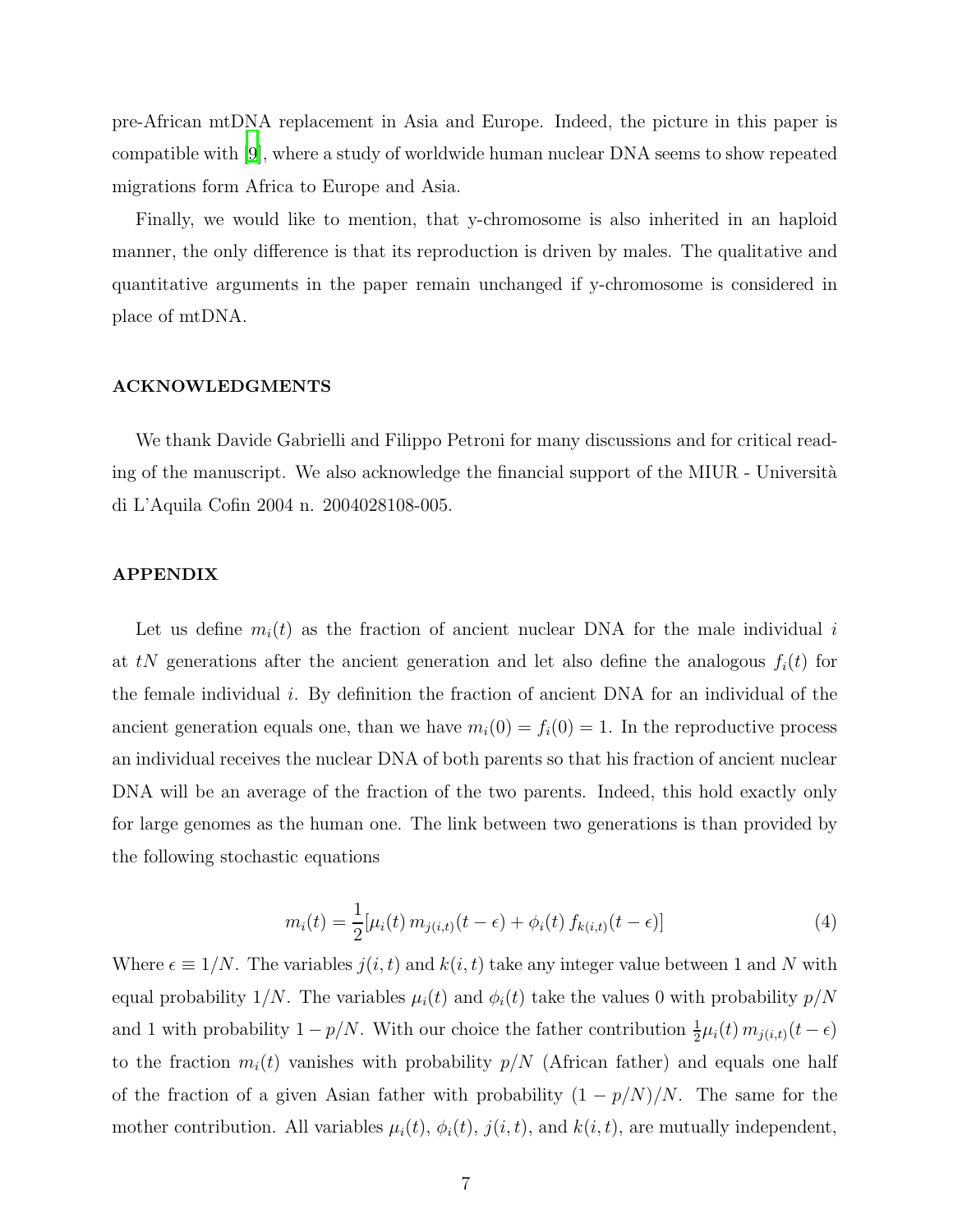pre-African mtDNA replacement in Asia and Europe. Indeed, the picture in this paper is compatible with [9], where a study of worldwide human nuclear DNA seems to show repeated migrations form Africa to Europe and Asia.

Finally, we would like to mention, that y-chromosome is also inherited in an haploid manner, the only difference is that its reproduction is driven by males. The qualitative and quantitative arguments in the paper remain unchanged if y-chromosome is considered in place of mtDNA.

## ACKNOWLEDGMENTS

We thank Davide Gabrielli and Filippo Petroni for many discussions and for critical reading of the manuscript. We also acknowledge the financial support of the MIUR - Università di L'Aquila Cofin 2004 n. 2004028108-005.

## APPENDIX

Let us define $m_i(t)$ as the fraction of ancient nuclear DNA for the male individual $i$ at $tN$ generations after the ancient generation and let also define the analogous $f_i(t)$ for the female individual $i$. By definition the fraction of ancient DNA for an individual of the ancient generation equals one, than we have $m_i(0) = f_i(0) = 1$. In the reproductive process an individual receives the nuclear DNA of both parents so that his fraction of ancient nuclear DNA will be an average of the fraction of the two parents. Indeed, this hold exactly only for large genomes as the human one. The link between two generations is than provided by the following stochastic equations

$$m_i(t) = \frac{1}{2}[\mu_i(t)\, m_{j(i,t)}(t-\epsilon) + \phi_i(t)\, f_{k(i,t)}(t-\epsilon)] \tag{4}$$

Where $\epsilon \equiv 1/N$. The variables $j(i,t)$ and $k(i,t)$ take any integer value between 1 and $N$ with equal probability $1/N$. The variables $\mu_i(t)$ and $\phi_i(t)$ take the values 0 with probability $p/N$ and 1 with probability $1 - p/N$. With our choice the father contribution $\frac{1}{2}\mu_i(t)\, m_{j(i,t)}(t-\epsilon)$ to the fraction $m_i(t)$ vanishes with probability $p/N$ (African father) and equals one half of the fraction of a given Asian father with probability $(1 - p/N)/N$. The same for the mother contribution. All variables $\mu_i(t)$, $\phi_i(t)$, $j(i,t)$, and $k(i,t)$, are mutually independent,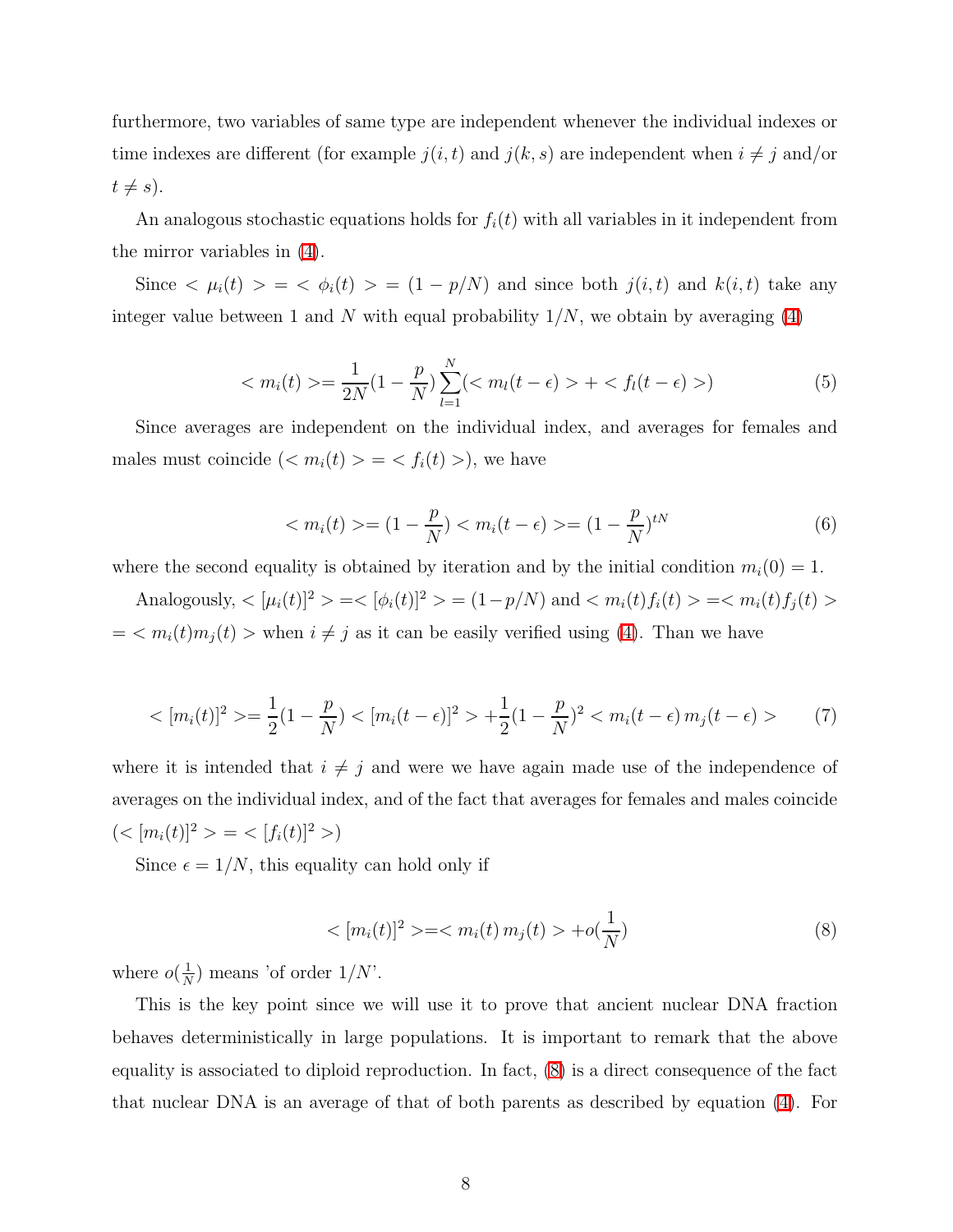furthermore, two variables of same type are independent whenever the individual indexes or time indexes are different (for example $j(i,t)$ and $j(k,s)$ are independent when $i \neq j$ and/or $t \neq s$).

An analogous stochastic equations holds for $f_i(t)$ with all variables in it independent from the mirror variables in (4).

Since $< \mu_i(t) > = < \phi_i(t) > = (1 - p/N)$ and since both $j(i,t)$ and $k(i,t)$ take any integer value between 1 and $N$ with equal probability $1/N$, we obtain by averaging (4)

$$< m_i(t) >= \frac{1}{2N}(1 - \frac{p}{N}) \sum_{l=1}^{N} (< m_l(t-\epsilon) > + < f_l(t-\epsilon) >) \tag{5}$$

Since averages are independent on the individual index, and averages for females and males must coincide ($< m_i(t) > = < f_i(t) >$), we have

$$< m_i(t) >= (1 - \frac{p}{N}) < m_i(t-\epsilon) >= (1 - \frac{p}{N})^{tN} \tag{6}$$

where the second equality is obtained by iteration and by the initial condition $m_i(0) = 1$.

Analogously, $< [\mu_i(t)]^2 > = < [\phi_i(t)]^2 > = (1 - p/N)$ and $< m_i(t) f_i(t) > = < m_i(t) f_j(t) >$ $= < m_i(t) m_j(t) >$ when $i \neq j$ as it can be easily verified using (4). Than we have

$$< [m_i(t)]^2 >= \frac{1}{2}(1 - \frac{p}{N}) < [m_i(t-\epsilon)]^2 > + \frac{1}{2}(1 - \frac{p}{N})^2 < m_i(t-\epsilon)\, m_j(t-\epsilon) > \tag{7}$$

where it is intended that $i \neq j$ and were we have again made use of the independence of averages on the individual index, and of the fact that averages for females and males coincide ($< [m_i(t)]^2 > = < [f_i(t)]^2 >$)

Since $\epsilon = 1/N$, this equality can hold only if

$$< [m_i(t)]^2 >= < m_i(t)\, m_j(t) > + o(\frac{1}{N}) \tag{8}$$

where $o(\frac{1}{N})$ means 'of order $1/N$'.

This is the key point since we will use it to prove that ancient nuclear DNA fraction behaves deterministically in large populations. It is important to remark that the above equality is associated to diploid reproduction. In fact, (8) is a direct consequence of the fact that nuclear DNA is an average of that of both parents as described by equation (4). For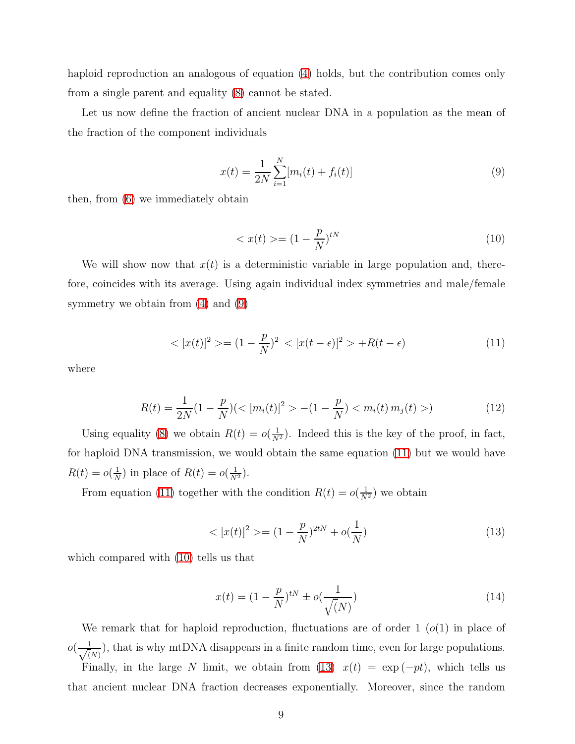haploid reproduction an analogous of equation (4) holds, but the contribution comes only from a single parent and equality (8) cannot be stated.

Let us now define the fraction of ancient nuclear DNA in a population as the mean of the fraction of the component individuals

$$x(t) = \frac{1}{2N}\sum_{i=1}^{N}[m_i(t) + f_i(t)] \tag{9}$$

then, from (6) we immediately obtain

$$< x(t) >= (1 - \frac{p}{N})^{tN} \tag{10}$$

We will show now that $x(t)$ is a deterministic variable in large population and, therefore, coincides with its average. Using again individual index symmetries and male/female symmetry we obtain from (4) and (9)

$$< [x(t)]^2 >= (1 - \frac{p}{N})^2 < [x(t - \epsilon)]^2 > + R(t - \epsilon) \tag{11}$$

where

$$R(t) = \frac{1}{2N}(1 - \frac{p}{N})(< [m_i(t)]^2 > -(1 - \frac{p}{N}) < m_i(t)\, m_j(t) >) \tag{12}$$

Using equality (8) we obtain $R(t) = o(\frac{1}{N^2})$. Indeed this is the key of the proof, in fact, for haploid DNA transmission, we would obtain the same equation (11) but we would have $R(t) = o(\frac{1}{N})$ in place of $R(t) = o(\frac{1}{N^2})$.

From equation (11) together with the condition $R(t) = o(\frac{1}{N^2})$ we obtain

$$< [x(t)]^2 >= (1 - \frac{p}{N})^{2tN} + o(\frac{1}{N}) \tag{13}$$

which compared with (10) tells us that

$$x(t) = (1 - \frac{p}{N})^{tN} \pm o(\frac{1}{\sqrt{(N)}}) \tag{14}$$

We remark that for haploid reproduction, fluctuations are of order 1 ($o(1)$ in place of $o(\frac{1}{\sqrt{(N)}})$, that is why mtDNA disappears in a finite random time, even for large populations.

Finally, in the large $N$ limit, we obtain from (13) $x(t) = \exp(-pt)$, which tells us that ancient nuclear DNA fraction decreases exponentially. Moreover, since the random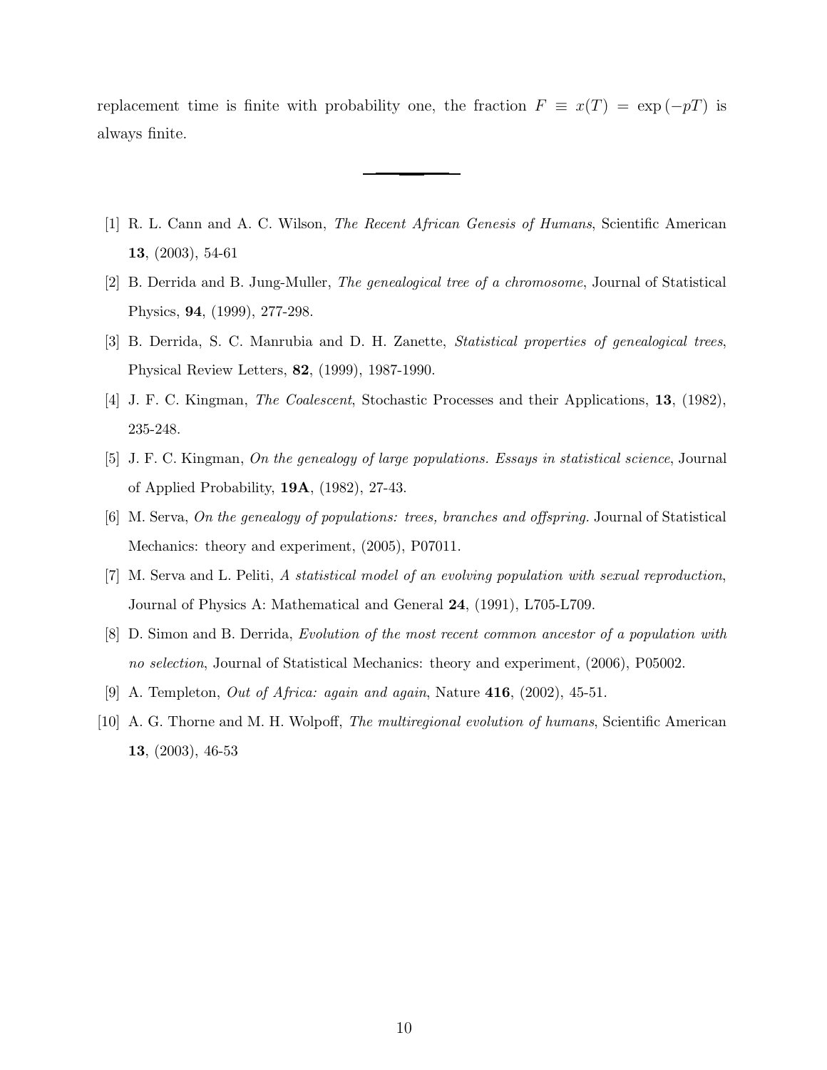replacement time is finite with probability one, the fraction $F \equiv x(T) = \exp(-pT)$ is always finite.

---

[1] R. L. Cann and A. C. Wilson, *The Recent African Genesis of Humans*, Scientific American **13**, (2003), 54-61

[2] B. Derrida and B. Jung-Muller, *The genealogical tree of a chromosome*, Journal of Statistical Physics, **94**, (1999), 277-298.

[3] B. Derrida, S. C. Manrubia and D. H. Zanette, *Statistical properties of genealogical trees*, Physical Review Letters, **82**, (1999), 1987-1990.

[4] J. F. C. Kingman, *The Coalescent*, Stochastic Processes and their Applications, **13**, (1982), 235-248.

[5] J. F. C. Kingman, *On the genealogy of large populations. Essays in statistical science*, Journal of Applied Probability, **19A**, (1982), 27-43.

[6] M. Serva, *On the genealogy of populations: trees, branches and offspring.* Journal of Statistical Mechanics: theory and experiment, (2005), P07011.

[7] M. Serva and L. Peliti, *A statistical model of an evolving population with sexual reproduction*, Journal of Physics A: Mathematical and General **24**, (1991), L705-L709.

[8] D. Simon and B. Derrida, *Evolution of the most recent common ancestor of a population with no selection*, Journal of Statistical Mechanics: theory and experiment, (2006), P05002.

[9] A. Templeton, *Out of Africa: again and again*, Nature **416**, (2002), 45-51.

[10] A. G. Thorne and M. H. Wolpoff, *The multiregional evolution of humans*, Scientific American **13**, (2003), 46-53